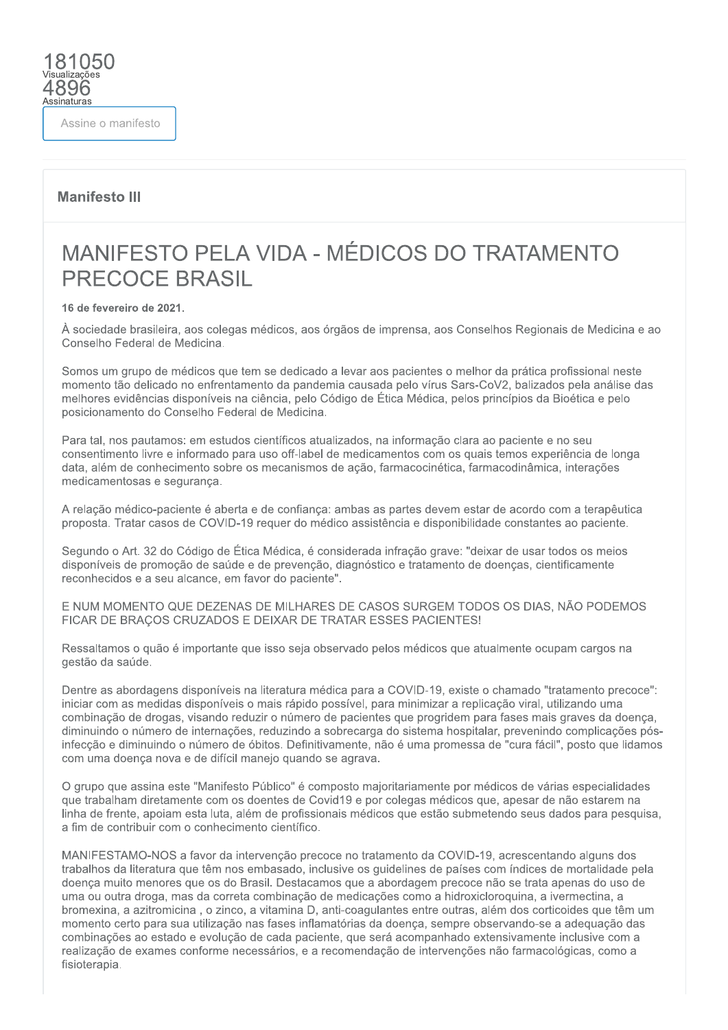181050
Visualizações
4896
Assinaturas

Assine o manifesto

**Manifesto III**

# MANIFESTO PELA VIDA - MÉDICOS DO TRATAMENTO PRECOCE BRASIL

**16 de fevereiro de 2021.**

À sociedade brasileira, aos colegas médicos, aos órgãos de imprensa, aos Conselhos Regionais de Medicina e ao Conselho Federal de Medicina.

Somos um grupo de médicos que tem se dedicado a levar aos pacientes o melhor da prática profissional neste momento tão delicado no enfrentamento da pandemia causada pelo vírus Sars-CoV2, balizados pela análise das melhores evidências disponíveis na ciência, pelo Código de Ética Médica, pelos princípios da Bioética e pelo posicionamento do Conselho Federal de Medicina.

Para tal, nos pautamos: em estudos científicos atualizados, na informação clara ao paciente e no seu consentimento livre e informado para uso off-label de medicamentos com os quais temos experiência de longa data, além de conhecimento sobre os mecanismos de ação, farmacocinética, farmacodinâmica, interações medicamentosas e segurança.

A relação médico-paciente é aberta e de confiança: ambas as partes devem estar de acordo com a terapêutica proposta. Tratar casos de COVID-19 requer do médico assistência e disponibilidade constantes ao paciente.

Segundo o Art. 32 do Código de Ética Médica, é considerada infração grave: "deixar de usar todos os meios disponíveis de promoção de saúde e de prevenção, diagnóstico e tratamento de doenças, cientificamente reconhecidos e a seu alcance, em favor do paciente".

E NUM MOMENTO QUE DEZENAS DE MILHARES DE CASOS SURGEM TODOS OS DIAS, NÃO PODEMOS FICAR DE BRAÇOS CRUZADOS E DEIXAR DE TRATAR ESSES PACIENTES!

Ressaltamos o quão é importante que isso seja observado pelos médicos que atualmente ocupam cargos na gestão da saúde.

Dentre as abordagens disponíveis na literatura médica para a COVID-19, existe o chamado "tratamento precoce": iniciar com as medidas disponíveis o mais rápido possível, para minimizar a replicação viral, utilizando uma combinação de drogas, visando reduzir o número de pacientes que progridem para fases mais graves da doença, diminuindo o número de internações, reduzindo a sobrecarga do sistema hospitalar, prevenindo complicações pós-infecção e diminuindo o número de óbitos. Definitivamente, não é uma promessa de "cura fácil", posto que lidamos com uma doença nova e de difícil manejo quando se agrava.

O grupo que assina este "Manifesto Público" é composto majoritariamente por médicos de várias especialidades que trabalham diretamente com os doentes de Covid19 e por colegas médicos que, apesar de não estarem na linha de frente, apoiam esta luta, além de profissionais médicos que estão submetendo seus dados para pesquisa, a fim de contribuir com o conhecimento científico.

MANIFESTAMO-NOS a favor da intervenção precoce no tratamento da COVID-19, acrescentando alguns dos trabalhos da literatura que têm nos embasado, inclusive os guidelines de países com índices de mortalidade pela doença muito menores que os do Brasil. Destacamos que a abordagem precoce não se trata apenas do uso de uma ou outra droga, mas da correta combinação de medicações como a hidroxicloroquina, a ivermectina, a bromexina, a azitromicina , o zinco, a vitamina D, anti-coagulantes entre outras, além dos corticoides que têm um momento certo para sua utilização nas fases inflamatórias da doença, sempre observando-se a adequação das combinações ao estado e evolução de cada paciente, que será acompanhado extensivamente inclusive com a realização de exames conforme necessários, e a recomendação de intervenções não farmacológicas, como a fisioterapia.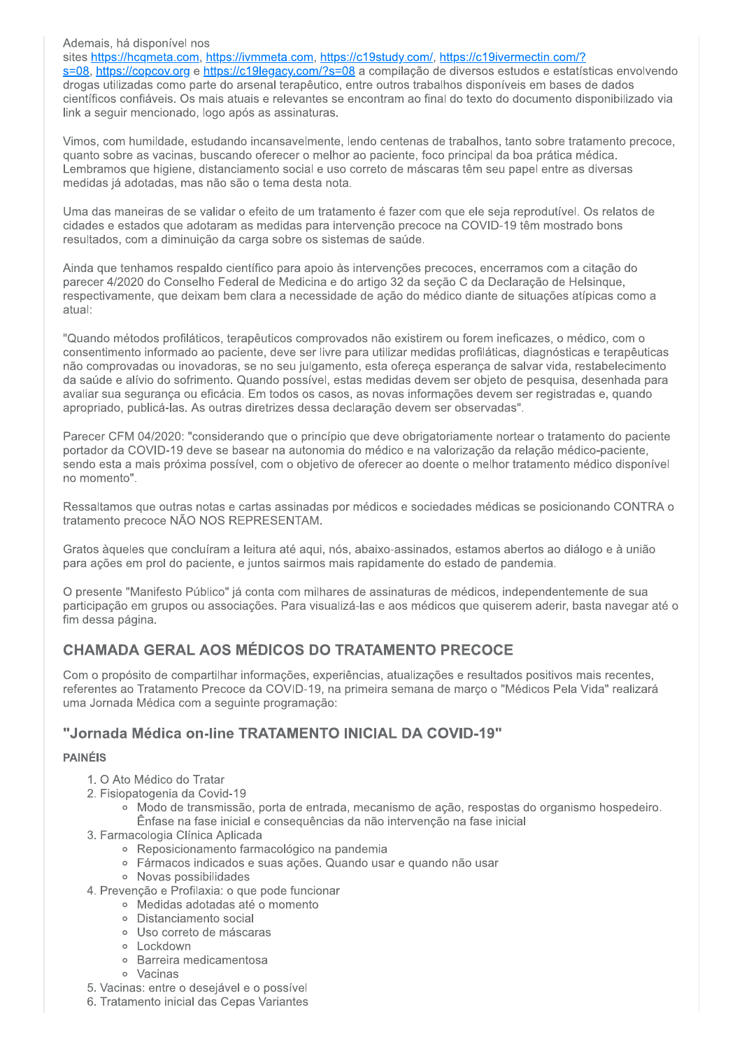Ademais, há disponível nos sites https://hcqmeta.com, https://ivmmeta.com, https://c19study.com/, https://c19ivermectin.com/?s=08, https://copcov.org e https://c19legacy.com/?s=08 a compilação de diversos estudos e estatísticas envolvendo drogas utilizadas como parte do arsenal terapêutico, entre outros trabalhos disponíveis em bases de dados científicos confiáveis. Os mais atuais e relevantes se encontram ao final do texto do documento disponibilizado via link a seguir mencionado, logo após as assinaturas.

Vimos, com humildade, estudando incansavelmente, lendo centenas de trabalhos, tanto sobre tratamento precoce, quanto sobre as vacinas, buscando oferecer o melhor ao paciente, foco principal da boa prática médica. Lembramos que higiene, distanciamento social e uso correto de máscaras têm seu papel entre as diversas medidas já adotadas, mas não são o tema desta nota.

Uma das maneiras de se validar o efeito de um tratamento é fazer com que ele seja reprodutível. Os relatos de cidades e estados que adotaram as medidas para intervenção precoce na COVID-19 têm mostrado bons resultados, com a diminuição da carga sobre os sistemas de saúde.

Ainda que tenhamos respaldo científico para apoio às intervenções precoces, encerramos com a citação do parecer 4/2020 do Conselho Federal de Medicina e do artigo 32 da seção C da Declaração de Helsinque, respectivamente, que deixam bem clara a necessidade de ação do médico diante de situações atípicas como a atual:

"Quando métodos profiláticos, terapêuticos comprovados não existirem ou forem ineficazes, o médico, com o consentimento informado ao paciente, deve ser livre para utilizar medidas profiláticas, diagnósticas e terapêuticas não comprovadas ou inovadoras, se no seu julgamento, esta ofereça esperança de salvar vida, restabelecimento da saúde e alívio do sofrimento. Quando possível, estas medidas devem ser objeto de pesquisa, desenhada para avaliar sua segurança ou eficácia. Em todos os casos, as novas informações devem ser registradas e, quando apropriado, publicá-las. As outras diretrizes dessa declaração devem ser observadas".

Parecer CFM 04/2020: "considerando que o princípio que deve obrigatoriamente nortear o tratamento do paciente portador da COVID-19 deve se basear na autonomia do médico e na valorização da relação médico-paciente, sendo esta a mais próxima possível, com o objetivo de oferecer ao doente o melhor tratamento médico disponível no momento".

Ressaltamos que outras notas e cartas assinadas por médicos e sociedades médicas se posicionando CONTRA o tratamento precoce NÃO NOS REPRESENTAM.

Gratos àqueles que concluíram a leitura até aqui, nós, abaixo-assinados, estamos abertos ao diálogo e à união para ações em prol do paciente, e juntos sairmos mais rapidamente do estado de pandemia.

O presente "Manifesto Público" já conta com milhares de assinaturas de médicos, independentemente de sua participação em grupos ou associações. Para visualizá-las e aos médicos que quiserem aderir, basta navegar até o fim dessa página.

## CHAMADA GERAL AOS MÉDICOS DO TRATAMENTO PRECOCE

Com o propósito de compartilhar informações, experiências, atualizações e resultados positivos mais recentes, referentes ao Tratamento Precoce da COVID-19, na primeira semana de março o "Médicos Pela Vida" realizará uma Jornada Médica com a seguinte programação:

## "Jornada Médica on-line TRATAMENTO INICIAL DA COVID-19"

### PAINÉIS

1. O Ato Médico do Tratar
2. Fisiopatogenia da Covid-19
   - Modo de transmissão, porta de entrada, mecanismo de ação, respostas do organismo hospedeiro. Ênfase na fase inicial e consequências da não intervenção na fase inicial
3. Farmacologia Clínica Aplicada
   - Reposicionamento farmacológico na pandemia
   - Fármacos indicados e suas ações. Quando usar e quando não usar
   - Novas possibilidades
4. Prevenção e Profilaxia: o que pode funcionar
   - Medidas adotadas até o momento
   - Distanciamento social
   - Uso correto de máscaras
   - Lockdown
   - Barreira medicamentosa
   - Vacinas
5. Vacinas: entre o desejável e o possível
6. Tratamento inicial das Cepas Variantes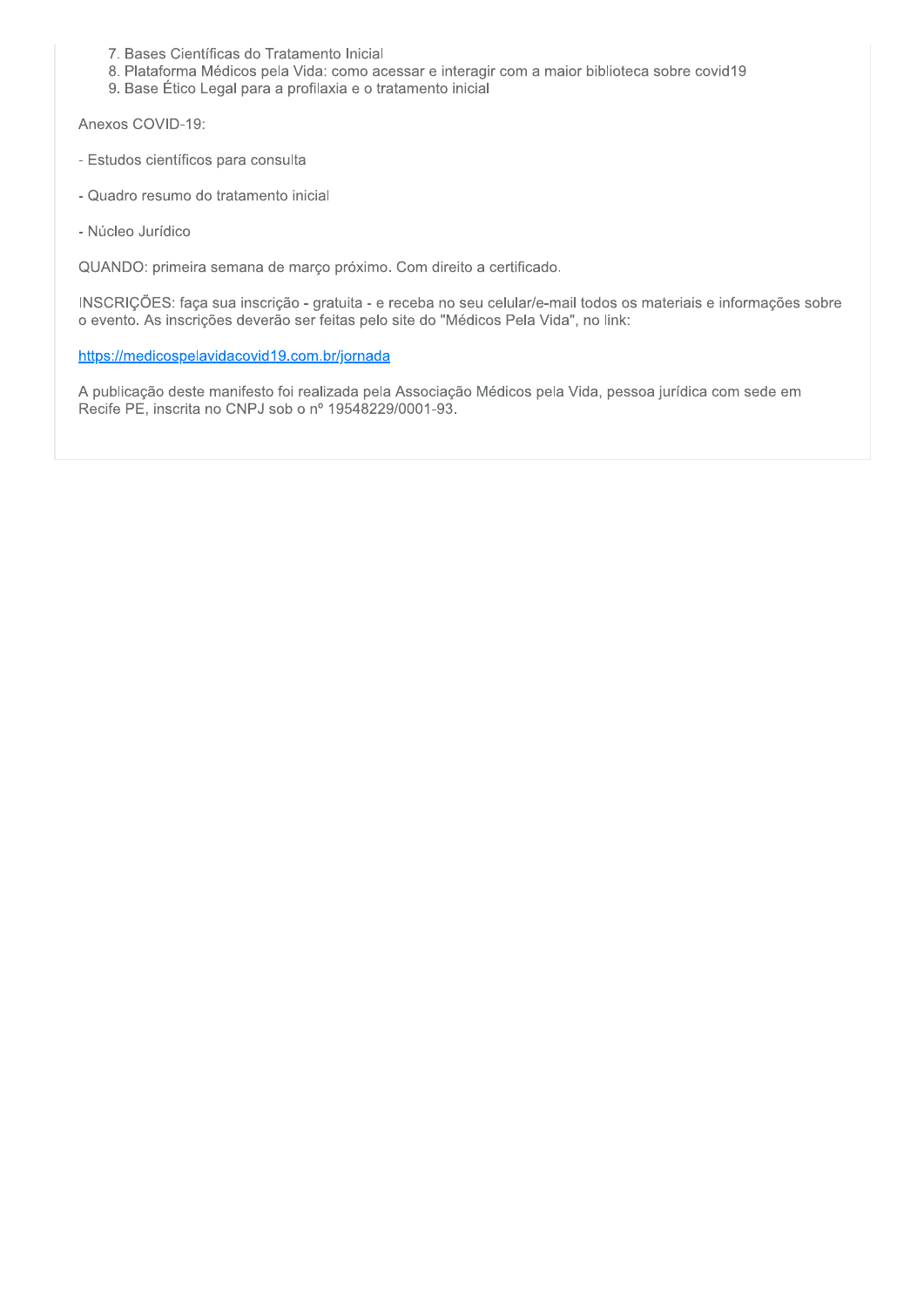7. Bases Científicas do Tratamento Inicial
8. Plataforma Médicos pela Vida: como acessar e interagir com a maior biblioteca sobre covid19
9. Base Ético Legal para a profilaxia e o tratamento inicial

Anexos COVID-19:

- Estudos científicos para consulta

- Quadro resumo do tratamento inicial

- Núcleo Jurídico

QUANDO: primeira semana de março próximo. Com direito a certificado.

INSCRIÇÕES: faça sua inscrição - gratuita - e receba no seu celular/e-mail todos os materiais e informações sobre o evento. As inscrições deverão ser feitas pelo site do "Médicos Pela Vida", no link:

https://medicospelavidacovid19.com.br/jornada

A publicação deste manifesto foi realizada pela Associação Médicos pela Vida, pessoa jurídica com sede em Recife PE, inscrita no CNPJ sob o nº 19548229/0001-93.